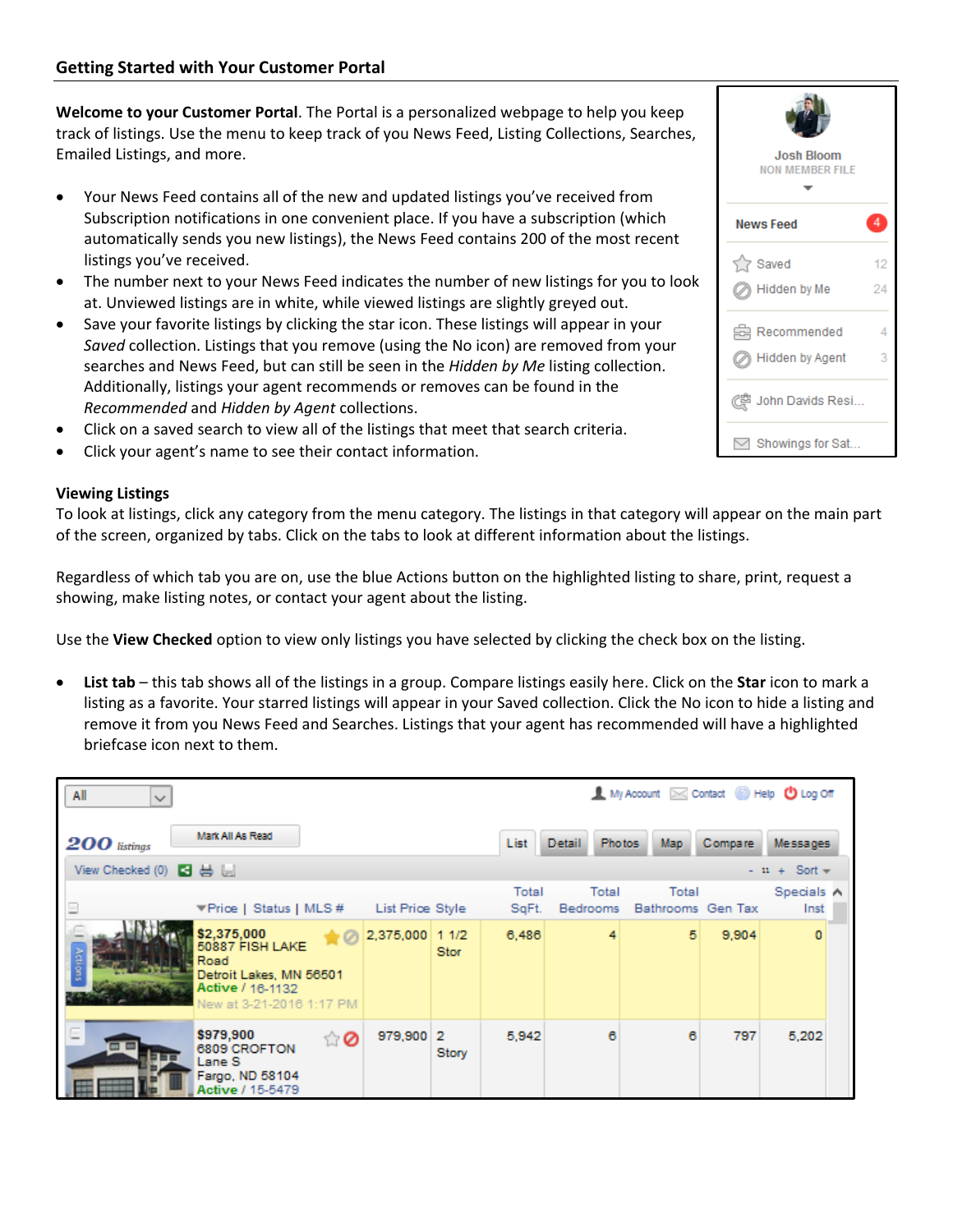## Getting Started with Your Customer Portal

**Welcome to your Customer Portal**. The Portal is a personalized webpage to help you keep track of listings. Use the menu to keep track of you News Feed, Listing Collections, Searches, Emailed Listings, and more.

- Your News Feed contains all of the new and updated listings you've received from Subscription notifications in one convenient place. If you have a subscription (which automatically sends you new listings), the News Feed contains 200 of the most recent listings you've received.
- The number next to your News Feed indicates the number of new listings for you to look at. Unviewed listings are in white, while viewed listings are slightly greyed out.
- Save your favorite listings by clicking the star icon. These listings will appear in your *Saved* collection. Listings that you remove (using the No icon) are removed from your searches and News Feed, but can still be seen in the *Hidden by Me* listing collection. Additionally, listings your agent recommends or removes can be found in the *Recommended* and *Hidden by Agent* collections.
- Click on a saved search to view all of the listings that meet that search criteria.
- Click your agent's name to see their contact information.

### Viewing Listings

To look at listings, click any category from the menu category. The listings in that category will appear on the main part of the screen, organized by tabs. Click on the tabs to look at different information about the listings.

Regardless of which tab you are on, use the blue Actions button on the highlighted listing to share, print, request a showing, make listing notes, or contact your agent about the listing.

Use the **View Checked** option to view only listings you have selected by clicking the check box on the listing.

- **List tab** – this tab shows all of the listings in a group. Compare listings easily here. Click on the **Star** icon to mark a listing as a favorite. Your starred listings will appear in your Saved collection. Click the No icon to hide a listing and remove it from you News Feed and Searches. Listings that your agent has recommended will have a highlighted briefcase icon next to them.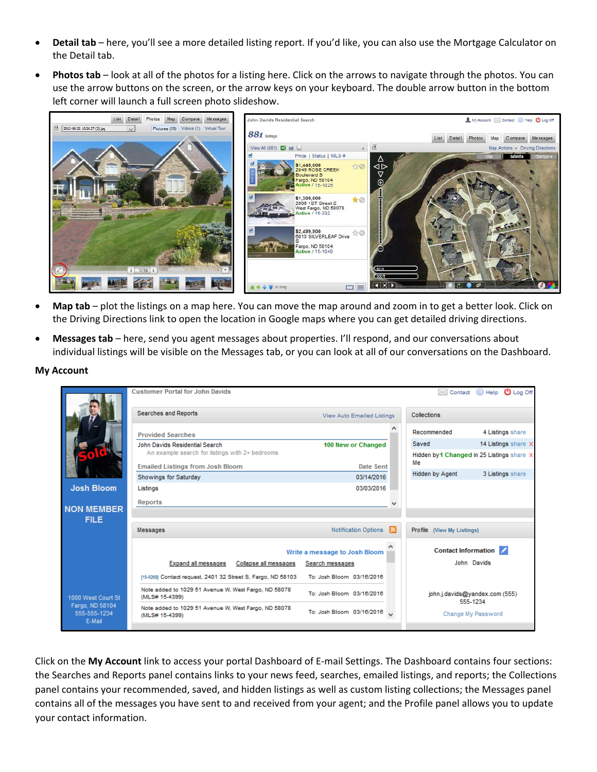- **Detail tab** – here, you'll see a more detailed listing report. If you'd like, you can also use the Mortgage Calculator on the Detail tab.
- **Photos tab** – look at all of the photos for a listing here. Click on the arrows to navigate through the photos. You can use the arrow buttons on the screen, or the arrow keys on your keyboard. The double arrow button in the bottom left corner will launch a full screen photo slideshow.
- **Map tab** – plot the listings on a map here. You can move the map around and zoom in to get a better look. Click on the Driving Directions link to open the location in Google maps where you can get detailed driving directions.
- **Messages tab** – here, send you agent messages about properties. I'll respond, and our conversations about individual listings will be visible on the Messages tab, or you can look at all of our conversations on the Dashboard.

**My Account**

Click on the **My Account** link to access your portal Dashboard of E-mail Settings. The Dashboard contains four sections: the Searches and Reports panel contains links to your news feed, searches, emailed listings, and reports; the Collections panel contains your recommended, saved, and hidden listings as well as custom listing collections; the Messages panel contains all of the messages you have sent to and received from your agent; and the Profile panel allows you to update your contact information.